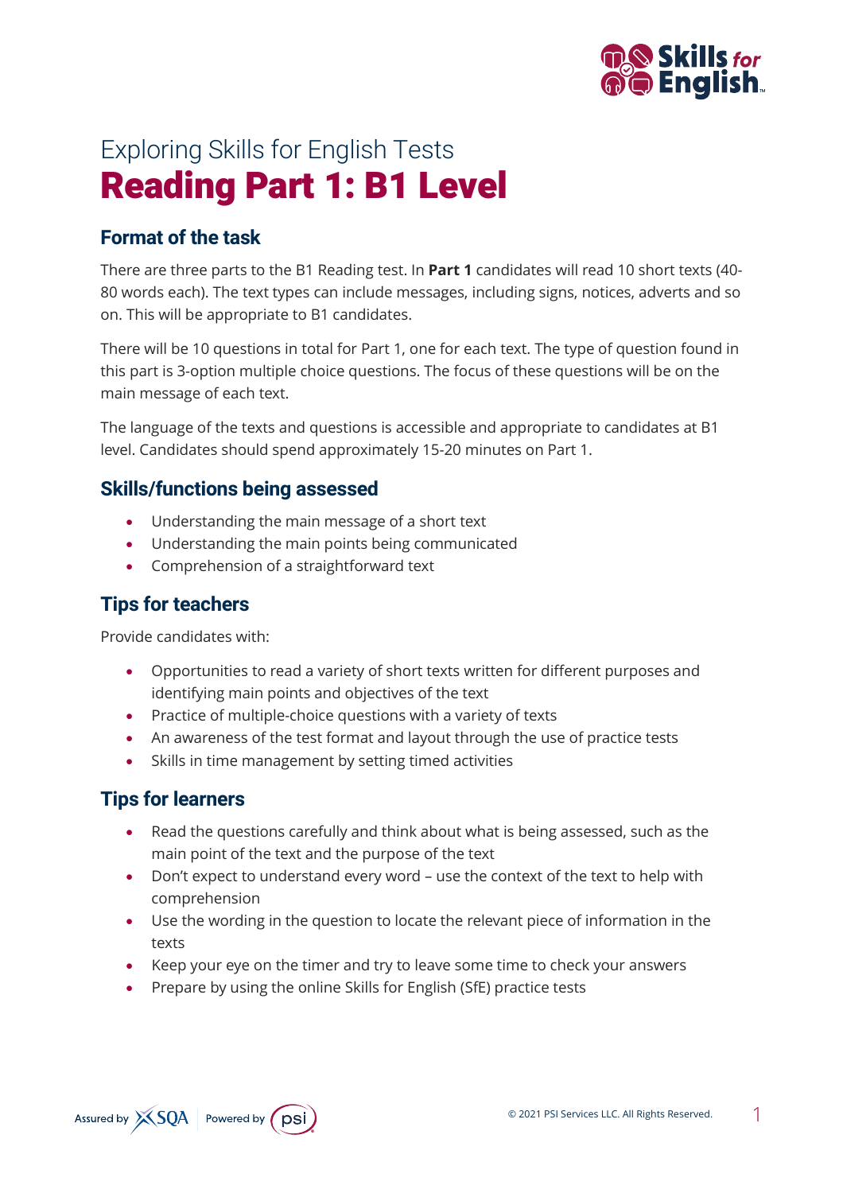# Exploring Skills for English Tests

# Reading Part 1: B1 Level

## Format of the task

There are three parts to the B1 Reading test. In **Part 1** candidates will read 10 short texts (40-80 words each). The text types can include messages, including signs, notices, adverts and so on. This will be appropriate to B1 candidates.

There will be 10 questions in total for Part 1, one for each text. The type of question found in this part is 3-option multiple choice questions. The focus of these questions will be on the main message of each text.

The language of the texts and questions is accessible and appropriate to candidates at B1 level. Candidates should spend approximately 15-20 minutes on Part 1.

## Skills/functions being assessed

- Understanding the main message of a short text
- Understanding the main points being communicated
- Comprehension of a straightforward text

## Tips for teachers

Provide candidates with:

- Opportunities to read a variety of short texts written for different purposes and identifying main points and objectives of the text
- Practice of multiple-choice questions with a variety of texts
- An awareness of the test format and layout through the use of practice tests
- Skills in time management by setting timed activities

## Tips for learners

- Read the questions carefully and think about what is being assessed, such as the main point of the text and the purpose of the text
- Don't expect to understand every word – use the context of the text to help with comprehension
- Use the wording in the question to locate the relevant piece of information in the texts
- Keep your eye on the timer and try to leave some time to check your answers
- Prepare by using the online Skills for English (SfE) practice tests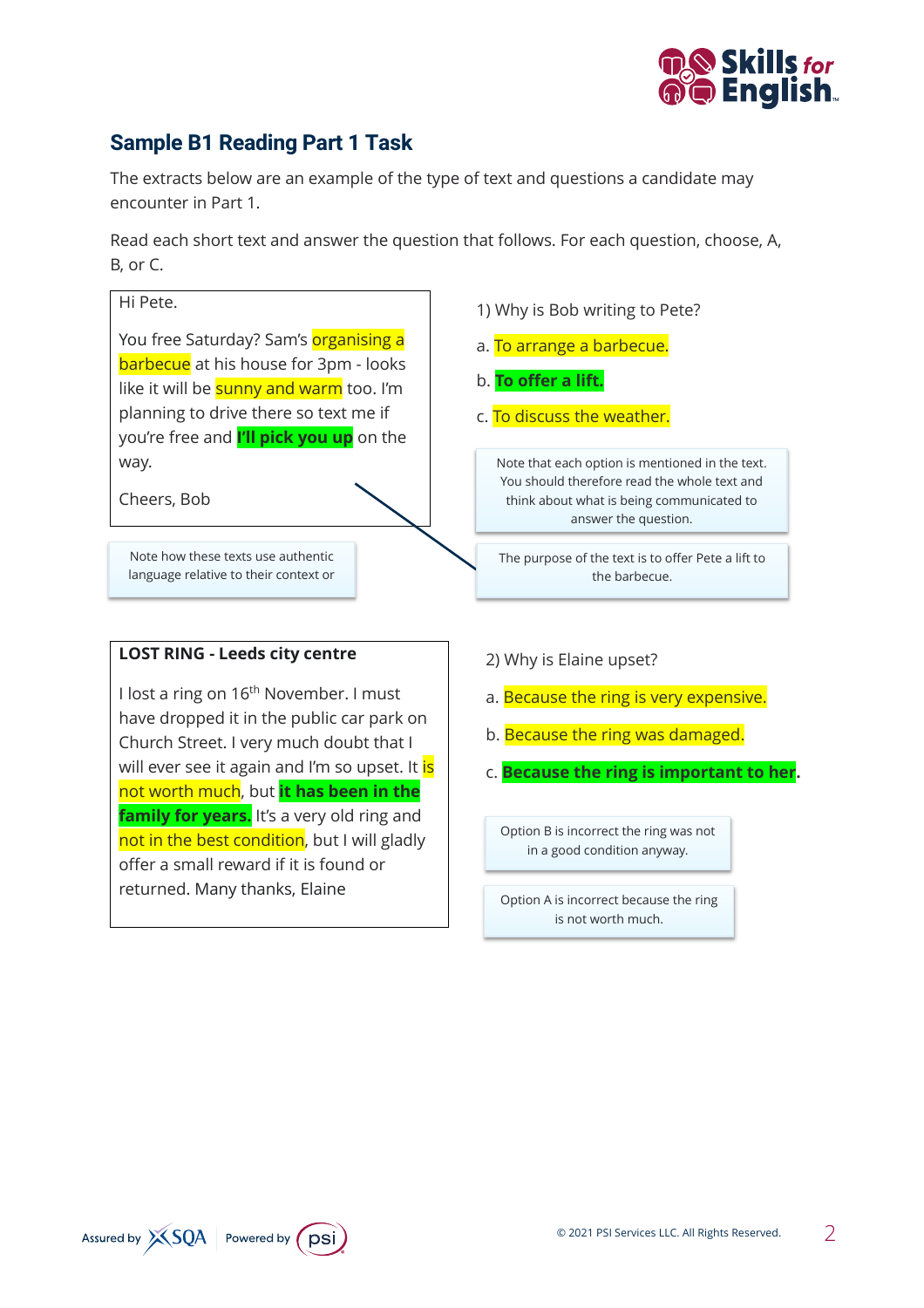## Sample B1 Reading Part 1 Task

The extracts below are an example of the type of text and questions a candidate may encounter in Part 1.

Read each short text and answer the question that follows. For each question, choose, A, B, or C.

> Hi Pete.
>
> You free Saturday? Sam's organising a barbecue at his house for 3pm - looks like it will be sunny and warm too. I'm planning to drive there so text me if you're free and **I'll pick you up** on the way.
>
> Cheers, Bob

Note how these texts use authentic language relative to their context or

1) Why is Bob writing to Pete?

a. To arrange a barbecue.

b. **To offer a lift.**

c. To discuss the weather.

Note that each option is mentioned in the text. You should therefore read the whole text and think about what is being communicated to answer the question.

The purpose of the text is to offer Pete a lift to the barbecue.

> **LOST RING - Leeds city centre**
>
> I lost a ring on 16th November. I must have dropped it in the public car park on Church Street. I very much doubt that I will ever see it again and I'm so upset. It is not worth much, but **it has been in the family for years.** It's a very old ring and not in the best condition, but I will gladly offer a small reward if it is found or returned. Many thanks, Elaine

2) Why is Elaine upset?

a. Because the ring is very expensive.

b. Because the ring was damaged.

c. **Because the ring is important to her**.

Option B is incorrect the ring was not in a good condition anyway.

Option A is incorrect because the ring is not worth much.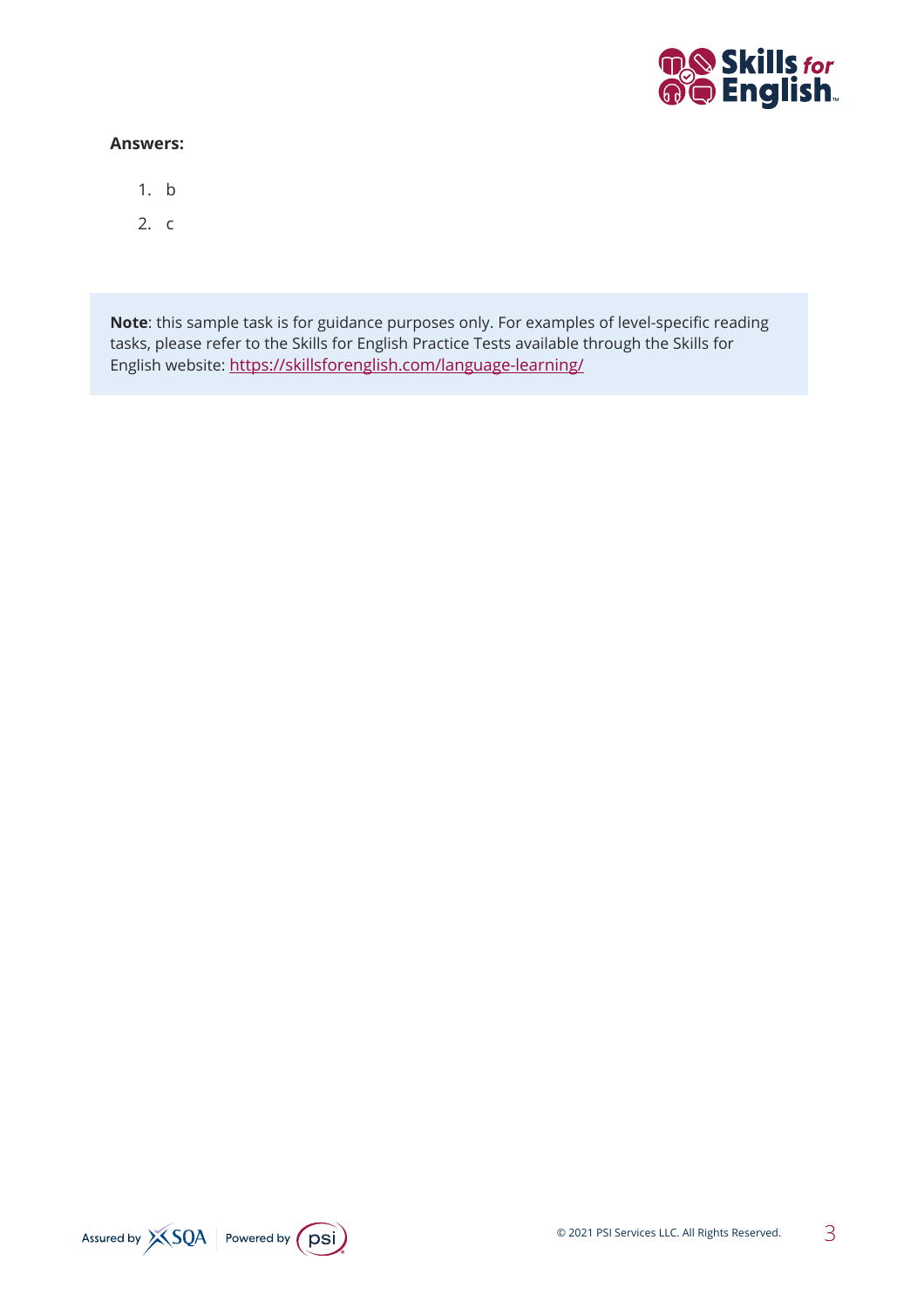**Answers:**

1. b
2. c

**Note**: this sample task is for guidance purposes only. For examples of level-specific reading tasks, please refer to the Skills for English Practice Tests available through the Skills for English website: [https://skillsforenglish.com/language-learning/](https://skillsforenglish.com/language-learning/)